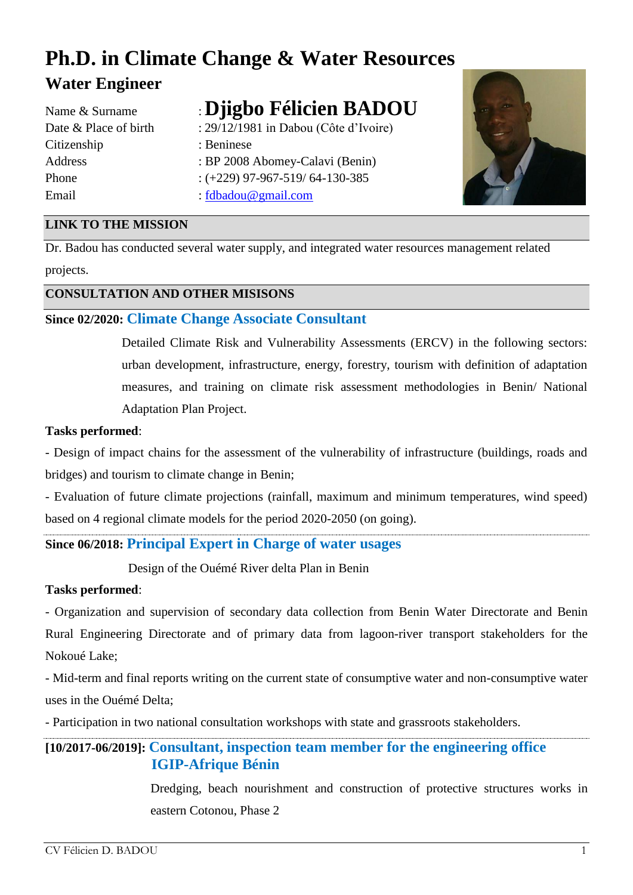# Ph.D. in Climate Change & Water Resources

## Water Engineer

| | |
|---|---|
| Name & Surname | : **Djigbo Félicien BADOU** |
| Date & Place of birth | : 29/12/1981 in Dabou (Côte d'Ivoire) |
| Citizenship | : Beninese |
| Address | : BP 2008 Abomey-Calavi (Benin) |
| Phone | : (+229) 97-967-519/ 64-130-385 |
| Email | : fdbadou@gmail.com |

## LINK TO THE MISSION

Dr. Badou has conducted several water supply, and integrated water resources management related projects.

## CONSULTATION AND OTHER MISISONS

### Since 02/2020: Climate Change Associate Consultant

Detailed Climate Risk and Vulnerability Assessments (ERCV) in the following sectors: urban development, infrastructure, energy, forestry, tourism with definition of adaptation measures, and training on climate risk assessment methodologies in Benin/ National Adaptation Plan Project.

**Tasks performed**:

- Design of impact chains for the assessment of the vulnerability of infrastructure (buildings, roads and bridges) and tourism to climate change in Benin;
- Evaluation of future climate projections (rainfall, maximum and minimum temperatures, wind speed) based on 4 regional climate models for the period 2020-2050 (on going).

### Since 06/2018: Principal Expert in Charge of water usages

Design of the Ouémé River delta Plan in Benin

**Tasks performed**:

- Organization and supervision of secondary data collection from Benin Water Directorate and Benin Rural Engineering Directorate and of primary data from lagoon-river transport stakeholders for the Nokoué Lake;
- Mid-term and final reports writing on the current state of consumptive water and non-consumptive water uses in the Ouémé Delta;
- Participation in two national consultation workshops with state and grassroots stakeholders.

### [10/2017-06/2019]: Consultant, inspection team member for the engineering office IGIP-Afrique Bénin

Dredging, beach nourishment and construction of protective structures works in eastern Cotonou, Phase 2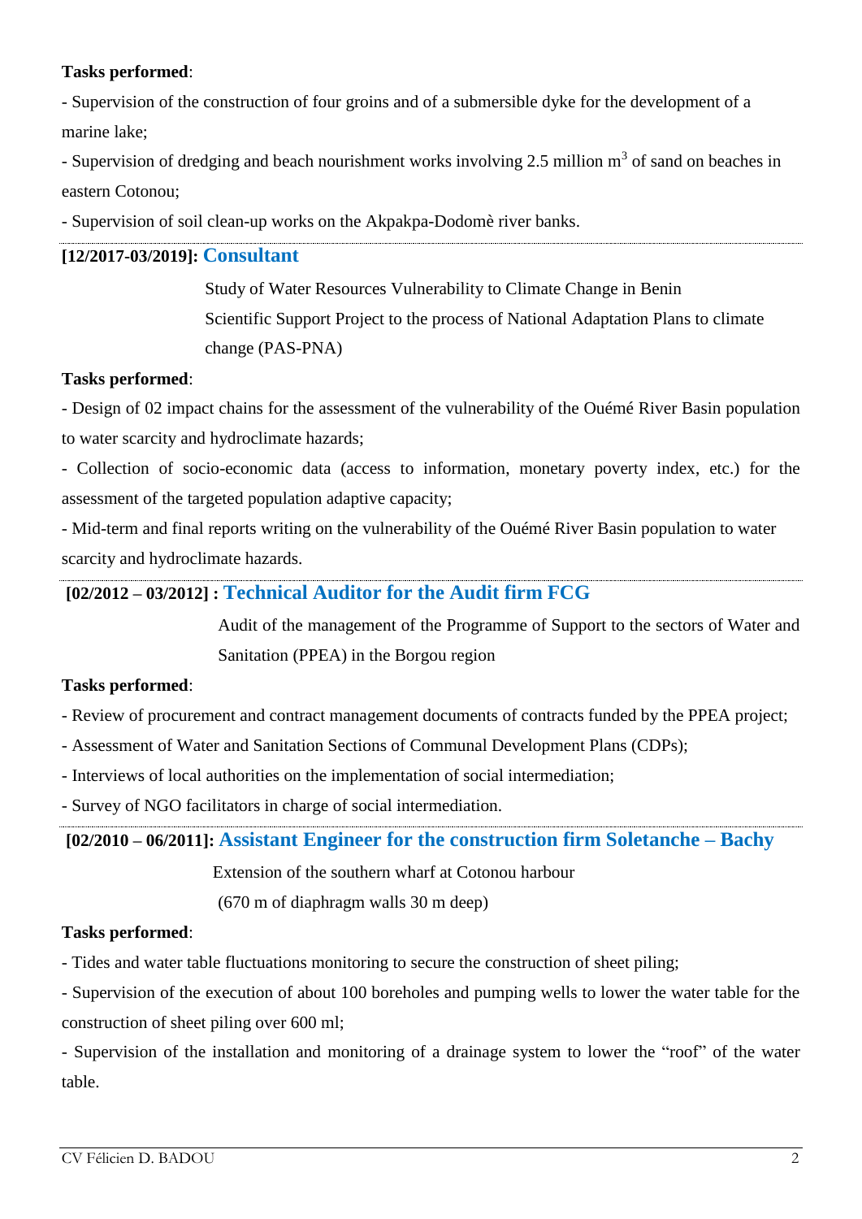**Tasks performed**:

- Supervision of the construction of four groins and of a submersible dyke for the development of a marine lake;
- Supervision of dredging and beach nourishment works involving 2.5 million $m^3$ of sand on beaches in eastern Cotonou;
- Supervision of soil clean-up works on the Akpakpa-Dodomè river banks.

---

**[12/2017-03/2019]: Consultant**

Study of Water Resources Vulnerability to Climate Change in Benin
Scientific Support Project to the process of National Adaptation Plans to climate change (PAS-PNA)

**Tasks performed**:

- Design of 02 impact chains for the assessment of the vulnerability of the Ouémé River Basin population to water scarcity and hydroclimate hazards;
- Collection of socio-economic data (access to information, monetary poverty index, etc.) for the assessment of the targeted population adaptive capacity;
- Mid-term and final reports writing on the vulnerability of the Ouémé River Basin population to water scarcity and hydroclimate hazards.

---

**[02/2012 – 03/2012] : Technical Auditor for the Audit firm FCG**

Audit of the management of the Programme of Support to the sectors of Water and Sanitation (PPEA) in the Borgou region

**Tasks performed**:

- Review of procurement and contract management documents of contracts funded by the PPEA project;
- Assessment of Water and Sanitation Sections of Communal Development Plans (CDPs);
- Interviews of local authorities on the implementation of social intermediation;
- Survey of NGO facilitators in charge of social intermediation.

---

**[02/2010 – 06/2011]: Assistant Engineer for the construction firm Soletanche – Bachy**

Extension of the southern wharf at Cotonou harbour
(670 m of diaphragm walls 30 m deep)

**Tasks performed**:

- Tides and water table fluctuations monitoring to secure the construction of sheet piling;
- Supervision of the execution of about 100 boreholes and pumping wells to lower the water table for the construction of sheet piling over 600 ml;
- Supervision of the installation and monitoring of a drainage system to lower the "roof" of the water table.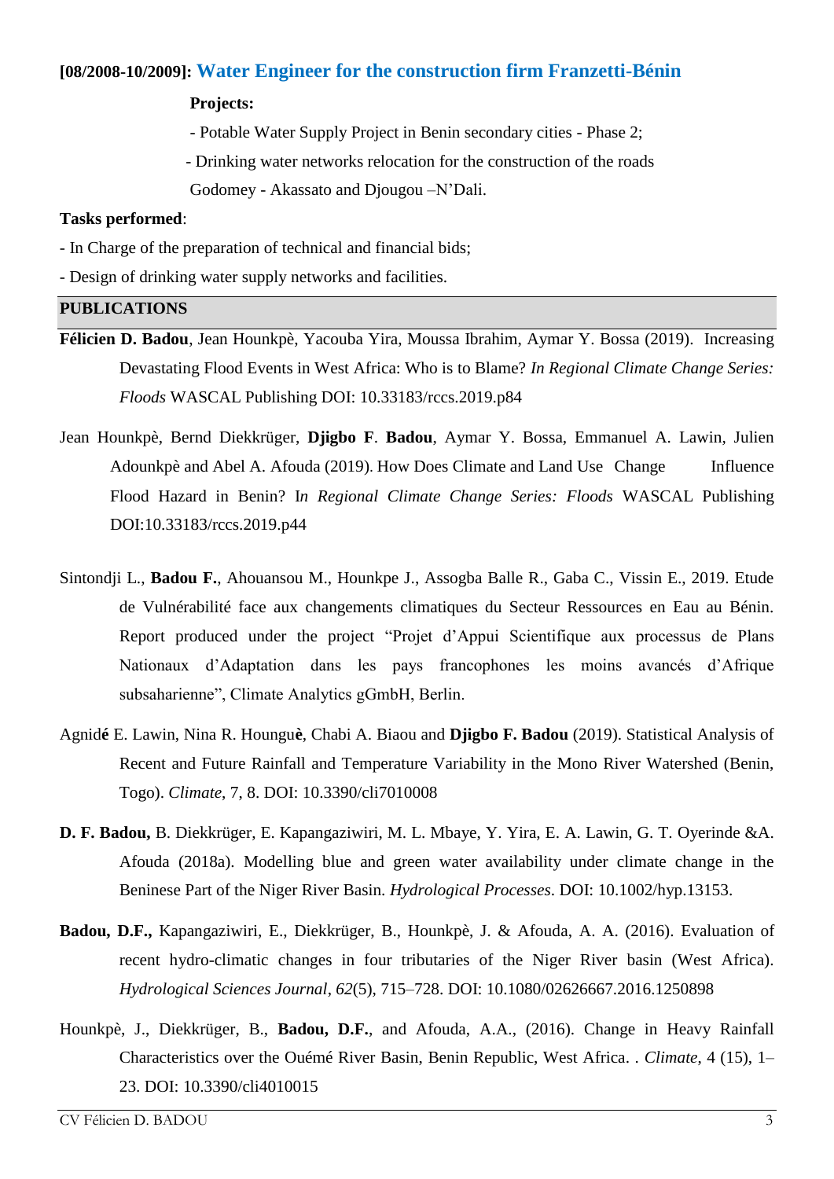**[08/2008-10/2009]: Water Engineer for the construction firm Franzetti-Bénin**

**Projects:**

- Potable Water Supply Project in Benin secondary cities - Phase 2;
- Drinking water networks relocation for the construction of the roads Godomey - Akassato and Djougou –N'Dali.

**Tasks performed**:

- In Charge of the preparation of technical and financial bids;
- Design of drinking water supply networks and facilities.

## PUBLICATIONS

**Félicien D. Badou**, Jean Hounkpè, Yacouba Yira, Moussa Ibrahim, Aymar Y. Bossa (2019). Increasing Devastating Flood Events in West Africa: Who is to Blame? *In Regional Climate Change Series: Floods* WASCAL Publishing DOI: 10.33183/rccs.2019.p84

Jean Hounkpè, Bernd Diekkrüger, **Djigbo F**. **Badou**, Aymar Y. Bossa, Emmanuel A. Lawin, Julien Adounkpè and Abel A. Afouda (2019). How Does Climate and Land Use Change Influence Flood Hazard in Benin? I*n Regional Climate Change Series: Floods* WASCAL Publishing DOI:10.33183/rccs.2019.p44

Sintondji L., **Badou F.**, Ahouansou M., Hounkpe J., Assogba Balle R., Gaba C., Vissin E., 2019. Etude de Vulnérabilité face aux changements climatiques du Secteur Ressources en Eau au Bénin. Report produced under the project "Projet d'Appui Scientifique aux processus de Plans Nationaux d'Adaptation dans les pays francophones les moins avancés d'Afrique subsaharienne", Climate Analytics gGmbH, Berlin.

Agnid**é** E. Lawin, Nina R. Houngu**è**, Chabi A. Biaou and **Djigbo F. Badou** (2019). Statistical Analysis of Recent and Future Rainfall and Temperature Variability in the Mono River Watershed (Benin, Togo). *Climate*, 7, 8. DOI: 10.3390/cli7010008

**D. F. Badou,** B. Diekkrüger, E. Kapangaziwiri, M. L. Mbaye, Y. Yira, E. A. Lawin, G. T. Oyerinde &A. Afouda (2018a). Modelling blue and green water availability under climate change in the Beninese Part of the Niger River Basin. *Hydrological Processes*. DOI: 10.1002/hyp.13153.

**Badou, D.F.,** Kapangaziwiri, E., Diekkrüger, B., Hounkpè, J. & Afouda, A. A. (2016). Evaluation of recent hydro-climatic changes in four tributaries of the Niger River basin (West Africa). *Hydrological Sciences Journal*, *62*(5), 715–728. DOI: 10.1080/02626667.2016.1250898

Hounkpè, J., Diekkrüger, B., **Badou, D.F.**, and Afouda, A.A., (2016). Change in Heavy Rainfall Characteristics over the Ouémé River Basin, Benin Republic, West Africa. . *Climate*, 4 (15), 1–23. DOI: 10.3390/cli4010015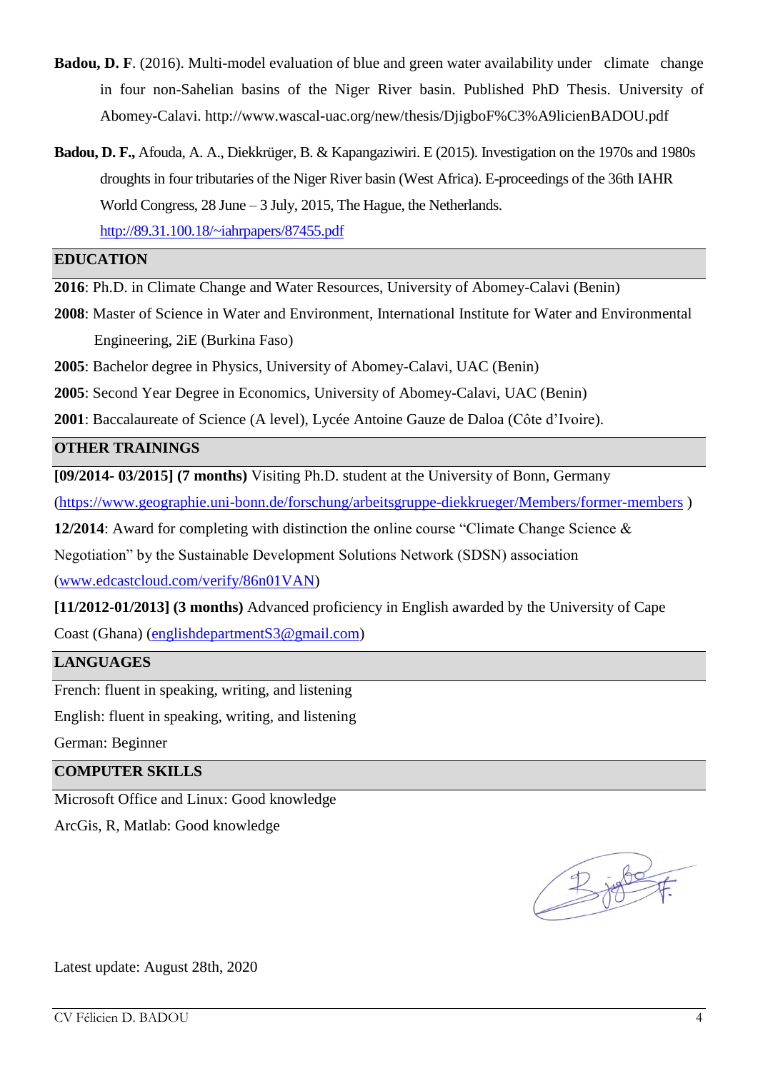**Badou, D. F**. (2016). Multi-model evaluation of blue and green water availability under climate change in four non-Sahelian basins of the Niger River basin. Published PhD Thesis. University of Abomey-Calavi. http://www.wascal-uac.org/new/thesis/DjigboF%C3%A9licienBADOU.pdf

**Badou, D. F.,** Afouda, A. A., Diekkrüger, B. & Kapangaziwiri. E (2015). Investigation on the 1970s and 1980s droughts in four tributaries of the Niger River basin (West Africa). E-proceedings of the 36th IAHR World Congress, 28 June – 3 July, 2015, The Hague, the Netherlands. http://89.31.100.18/~iahrpapers/87455.pdf

## EDUCATION

**2016**: Ph.D. in Climate Change and Water Resources, University of Abomey-Calavi (Benin)

**2008**: Master of Science in Water and Environment, International Institute for Water and Environmental Engineering, 2iE (Burkina Faso)

**2005**: Bachelor degree in Physics, University of Abomey-Calavi, UAC (Benin)

**2005**: Second Year Degree in Economics, University of Abomey-Calavi, UAC (Benin)

**2001**: Baccalaureate of Science (A level), Lycée Antoine Gauze de Daloa (Côte d'Ivoire).

## OTHER TRAININGS

**[09/2014- 03/2015] (7 months)** Visiting Ph.D. student at the University of Bonn, Germany (https://www.geographie.uni-bonn.de/forschung/arbeitsgruppe-diekkrueger/Members/former-members )

**12/2014**: Award for completing with distinction the online course "Climate Change Science & Negotiation" by the Sustainable Development Solutions Network (SDSN) association (www.edcastcloud.com/verify/86n01VAN)

**[11/2012-01/2013] (3 months)** Advanced proficiency in English awarded by the University of Cape Coast (Ghana) (englishdepartmentS3@gmail.com)

## LANGUAGES

French: fluent in speaking, writing, and listening

English: fluent in speaking, writing, and listening

German: Beginner

## COMPUTER SKILLS

Microsoft Office and Linux: Good knowledge

ArcGis, R, Matlab: Good knowledge

Latest update: August 28th, 2020